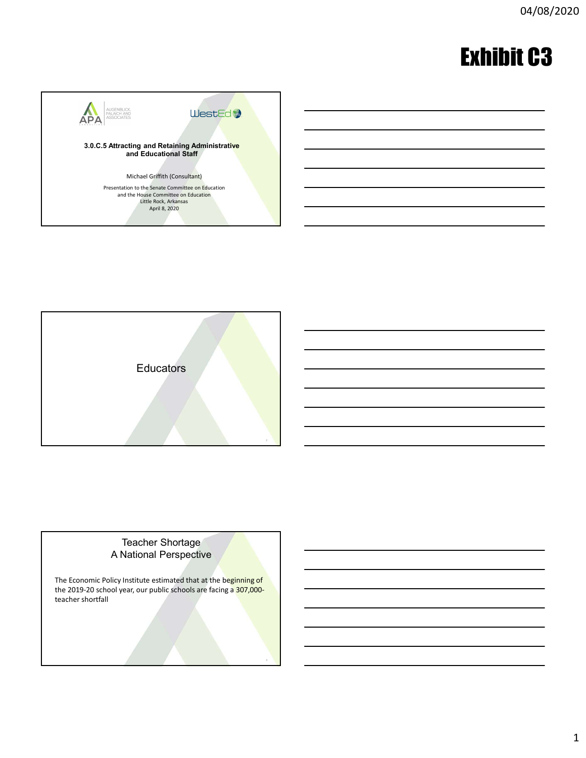# Exhibit C3

APA — Augenblick, Palaich and Associates

WestEd

**3.0.C.5 Attracting and Retaining Administrative and Educational Staff**

Michael Griffith (Consultant)

Presentation to the Senate Committee on Education
and the House Committee on Education
Little Rock, Arkansas
April 8, 2020

---

## Educators

---

## Teacher Shortage
## A National Perspective

The Economic Policy Institute estimated that at the beginning of the 2019-20 school year, our public schools are facing a 307,000-teacher shortfall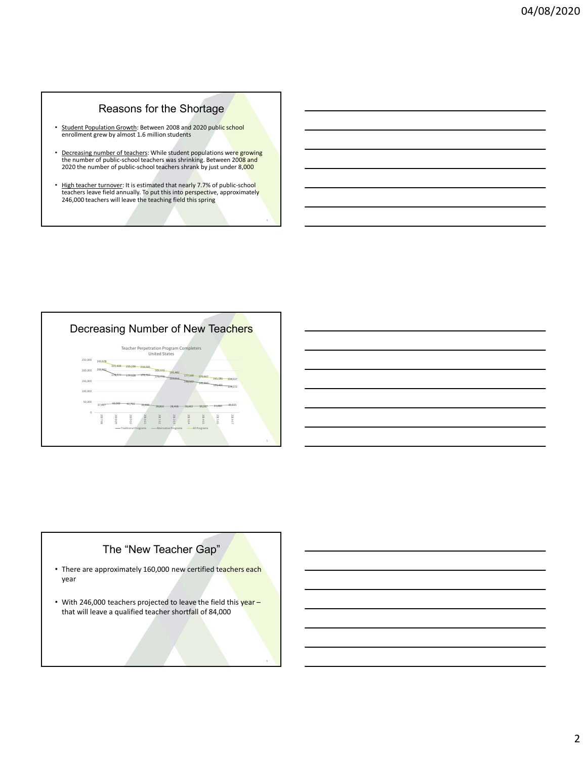## Reasons for the Shortage

- Student Population Growth: Between 2008 and 2020 public school enrollment grew by almost 1.6 million students
- Decreasing number of teachers: While student populations were growing the number of public-school teachers was shrinking. Between 2008 and 2020 the number of public-school teachers shrank by just under 8,000
- High teacher turnover: It is estimated that nearly 7.7% of public-school teachers leave field annually. To put this into perspective, approximately 246,000 teachers will leave the teaching field this spring

## Decreasing Number of New Teachers

Teacher Perpetration Program Completers
United States

| Year | Traditional Programs | Alternative Programs | All Programs |
|---|---|---|---|
| 2007-08 | 206,451 | 37,427 | 243,878 |
| 2008-09 | 178,777 | 42,662 | 221,439 |
| 2009-10 | 177,528 | 41,702 | 219,230 |
| 2010-11 | 179,769 | 36,836 | 216,605 |
| 2011-12 | 172,770 | 28,802 | 201,572 |
| 2012-13 | 163,014 | 28,468 | 191,482 |
| 2013-14 | 148,507 | 28,662 | 177,169 |
| 2014-15 | 140,400 | 30,267 | 170,667 |
| 2015-16 | 129,401 | 31,880 | 161,281 |
| 2016-17 | 124,272 | 35,665 | 159,937 |

## The "New Teacher Gap"

- There are approximately 160,000 new certified teachers each year
- With 246,000 teachers projected to leave the field this year – that will leave a qualified teacher shortfall of 84,000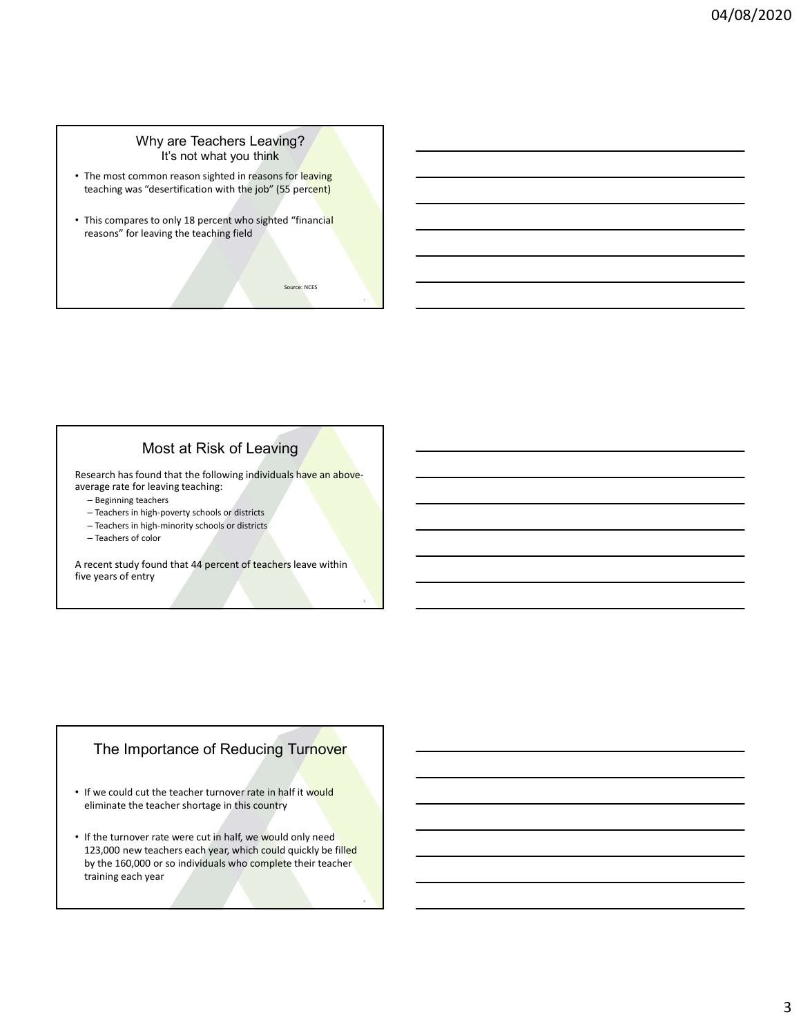## Why are Teachers Leaving?

It's not what you think

- The most common reason sighted in reasons for leaving teaching was "desertification with the job" (55 percent)
- This compares to only 18 percent who sighted "financial reasons" for leaving the teaching field

Source: NCES

## Most at Risk of Leaving

Research has found that the following individuals have an above-average rate for leaving teaching:

- Beginning teachers
- Teachers in high-poverty schools or districts
- Teachers in high-minority schools or districts
- Teachers of color

A recent study found that 44 percent of teachers leave within five years of entry

## The Importance of Reducing Turnover

- If we could cut the teacher turnover rate in half it would eliminate the teacher shortage in this country
- If the turnover rate were cut in half, we would only need 123,000 new teachers each year, which could quickly be filled by the 160,000 or so individuals who complete their teacher training each year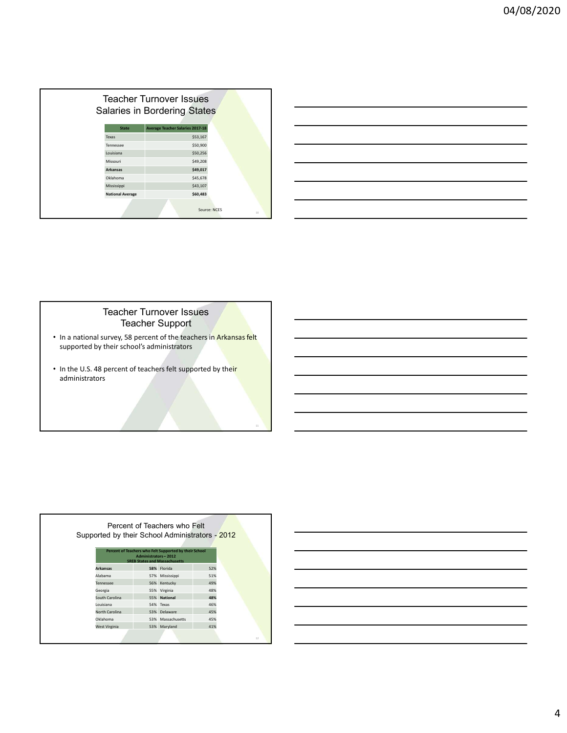## Teacher Turnover Issues
## Salaries in Bordering States

| State | Average Teacher Salaries 2017-18 |
|---|---|
| Texas | $53,167 |
| Tennessee | $50,900 |
| Louisiana | $50,256 |
| Missouri | $49,208 |
| **Arkansas** | **$49,017** |
| Oklahoma | $45,678 |
| Mississippi | $43,107 |
| **National Average** | **$60,483** |

Source: NCES

## Teacher Turnover Issues
## Teacher Support

- In a national survey, 58 percent of the teachers in Arkansas felt supported by their school's administrators
- In the U.S. 48 percent of teachers felt supported by their administrators

## Percent of Teachers who Felt Supported by their School Administrators - 2012

| Percent of Teachers who Felt Supported by their School Administrators – 2012 SREB States and Massachusetts | | | |
|---|---|---|---|
| **Arkansas** | **58%** | Florida | 52% |
| Alabama | 57% | Mississippi | 51% |
| Tennessee | 56% | Kentucky | 49% |
| Georgia | 55% | Virginia | 48% |
| South Carolina | 55% | **National** | **48%** |
| Louisiana | 54% | Texas | 46% |
| North Carolina | 53% | Delaware | 45% |
| Oklahoma | 53% | Massachusetts | 45% |
| West Virginia | 53% | Maryland | 41% |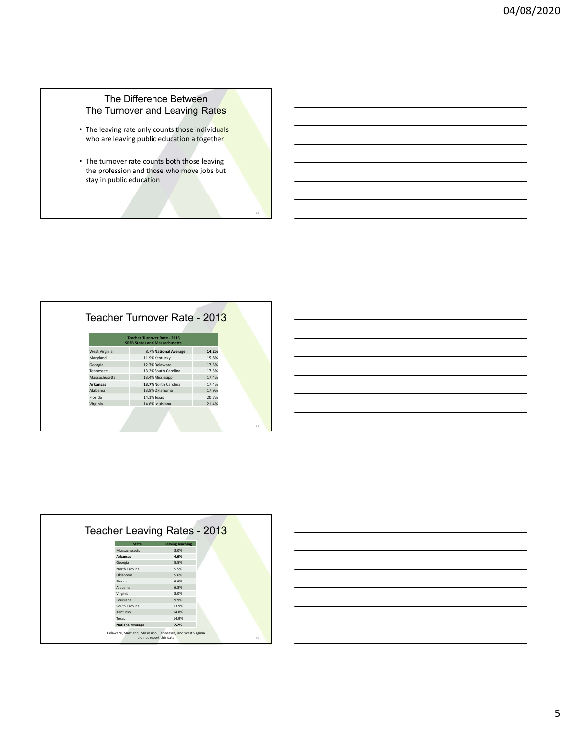## The Difference Between The Turnover and Leaving Rates

- The leaving rate only counts those individuals who are leaving public education altogether
- The turnover rate counts both those leaving the profession and those who move jobs but stay in public education

## Teacher Turnover Rate - 2013

| Teacher Turnover Rate - 2013 SREB States and Massachusetts | | | |
|---|---|---|---|
| West Virginia | 8.7% | **National Average** | **14.2%** |
| Maryland | 11.9% | Kentucky | 15.8% |
| Georgia | 12.7% | Delaware | 17.3% |
| Tennessee | 13.2% | South Carolina | 17.3% |
| Massachusetts | 13.4% | Mississippi | 17.4% |
| **Arkansas** | **13.7%** | North Carolina | 17.4% |
| Alabama | 13.8% | Oklahoma | 17.9% |
| Florida | 14.1% | Texas | 20.7% |
| Virginia | 14.6% | Louisiana | 21.4% |

## Teacher Leaving Rates - 2013

| State | Leaving Teaching |
|---|---|
| Massachusetts | 3.0% |
| **Arkansas** | **4.6%** |
| Georgia | 5.5% |
| North Carolina | 5.5% |
| Oklahoma | 5.6% |
| Florida | 6.6% |
| Alabama | 6.8% |
| Virginia | 8.0% |
| Louisiana | 9.9% |
| South Carolina | 13.9% |
| Kentucky | 14.8% |
| Texas | 14.9% |
| **National Average** | **7.7%** |

Delaware, Maryland, Mississippi, Tennessee, and West Virginia did not report this data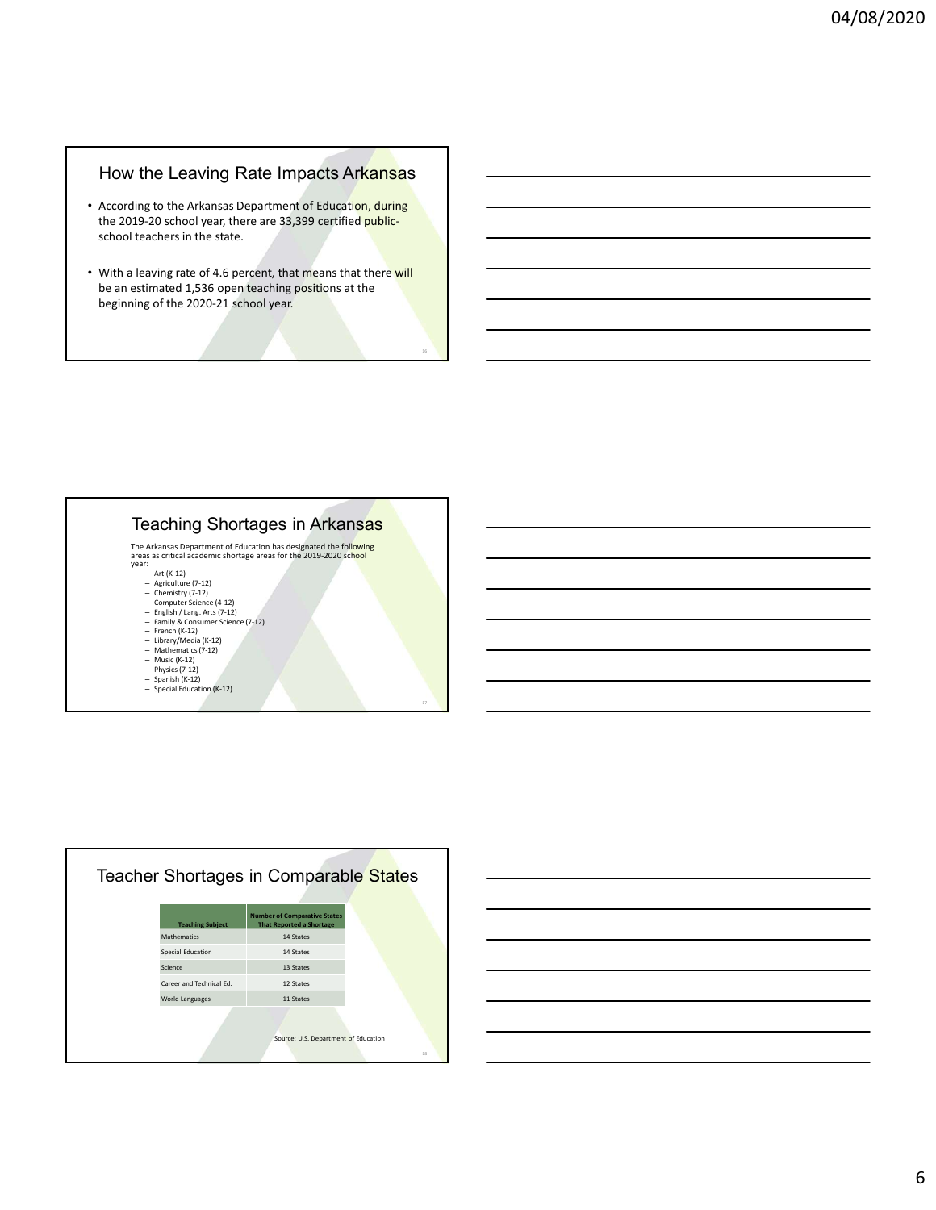## How the Leaving Rate Impacts Arkansas

- According to the Arkansas Department of Education, during the 2019-20 school year, there are 33,399 certified public-school teachers in the state.
- With a leaving rate of 4.6 percent, that means that there will be an estimated 1,536 open teaching positions at the beginning of the 2020-21 school year.

## Teaching Shortages in Arkansas

The Arkansas Department of Education has designated the following areas as critical academic shortage areas for the 2019-2020 school year:

- Art (K-12)
- Agriculture (7-12)
- Chemistry (7-12)
- Computer Science (4-12)
- English / Lang. Arts (7-12)
- Family & Consumer Science (7-12)
- French (K-12)
- Library/Media (K-12)
- Mathematics (7-12)
- Music (K-12)
- Physics (7-12)
- Spanish (K-12)
- Special Education (K-12)

## Teacher Shortages in Comparable States

| Teaching Subject | Number of Comparative States That Reported a Shortage |
|---|---|
| Mathematics | 14 States |
| Special Education | 14 States |
| Science | 13 States |
| Career and Technical Ed. | 12 States |
| World Languages | 11 States |

Source: U.S. Department of Education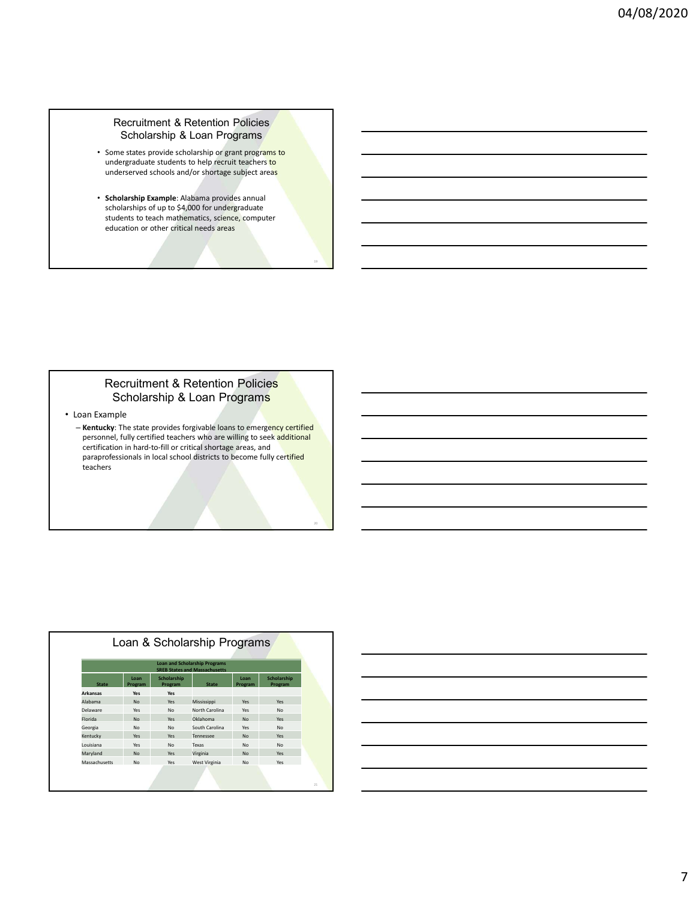## Recruitment & Retention Policies Scholarship & Loan Programs

- Some states provide scholarship or grant programs to undergraduate students to help recruit teachers to underserved schools and/or shortage subject areas
- **Scholarship Example**: Alabama provides annual scholarships of up to $4,000 for undergraduate students to teach mathematics, science, computer education or other critical needs areas

## Recruitment & Retention Policies Scholarship & Loan Programs

- Loan Example
  - **Kentucky**: The state provides forgivable loans to emergency certified personnel, fully certified teachers who are willing to seek additional certification in hard-to-fill or critical shortage areas, and paraprofessionals in local school districts to become fully certified teachers

## Loan & Scholarship Programs

**Loan and Scholarship Programs SREB States and Massachusetts**

| State | Loan Program | Scholarship Program | State | Loan Program | Scholarship Program |
|---|---|---|---|---|---|
| **Arkansas** | **Yes** | **Yes** | | | |
| Alabama | No | Yes | Mississippi | Yes | Yes |
| Delaware | Yes | No | North Carolina | Yes | No |
| Florida | No | Yes | Oklahoma | No | Yes |
| Georgia | No | No | South Carolina | Yes | No |
| Kentucky | Yes | Yes | Tennessee | No | Yes |
| Louisiana | Yes | No | Texas | No | No |
| Maryland | No | Yes | Virginia | No | Yes |
| Massachusetts | No | Yes | West Virginia | No | Yes |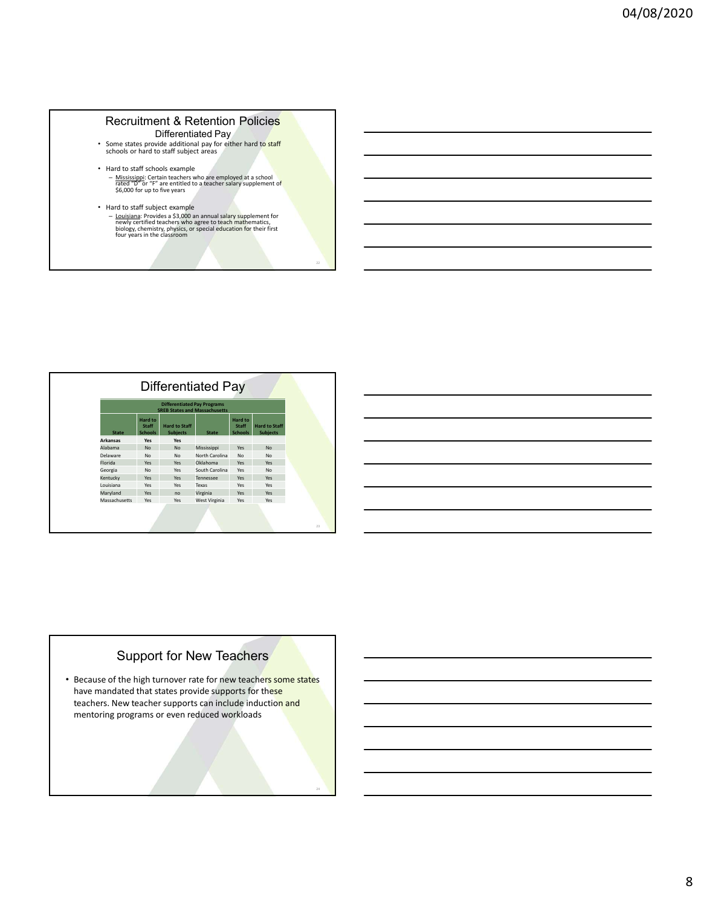## Recruitment & Retention Policies

### Differentiated Pay

- Some states provide additional pay for either hard to staff schools or hard to staff subject areas
- Hard to staff schools example
  - Mississippi: Certain teachers who are employed at a school rated "D" or "F" are entitled to a teacher salary supplement of $6,000 for up to five years
- Hard to staff subject example
  - Louisiana: Provides a $3,000 an annual salary supplement for newly certified teachers who agree to teach mathematics, biology, chemistry, physics, or special education for their first four years in the classroom

## Differentiated Pay

**Differentiated Pay Programs**
**SREB States and Massachusetts**

| State | Hard to Staff Schools | Hard to Staff Subjects | State | Hard to Staff Schools | Hard to Staff Subjects |
|---|---|---|---|---|---|
| **Arkansas** | **Yes** | **Yes** | | | |
| Alabama | No | No | Mississippi | Yes | No |
| Delaware | No | No | North Carolina | No | No |
| Florida | Yes | Yes | Oklahoma | Yes | Yes |
| Georgia | No | Yes | South Carolina | Yes | No |
| Kentucky | Yes | Yes | Tennessee | Yes | Yes |
| Louisiana | Yes | Yes | Texas | Yes | Yes |
| Maryland | Yes | no | Virginia | Yes | Yes |
| Massachusetts | Yes | Yes | West Virginia | Yes | Yes |

## Support for New Teachers

- Because of the high turnover rate for new teachers some states have mandated that states provide supports for these teachers. New teacher supports can include induction and mentoring programs or even reduced workloads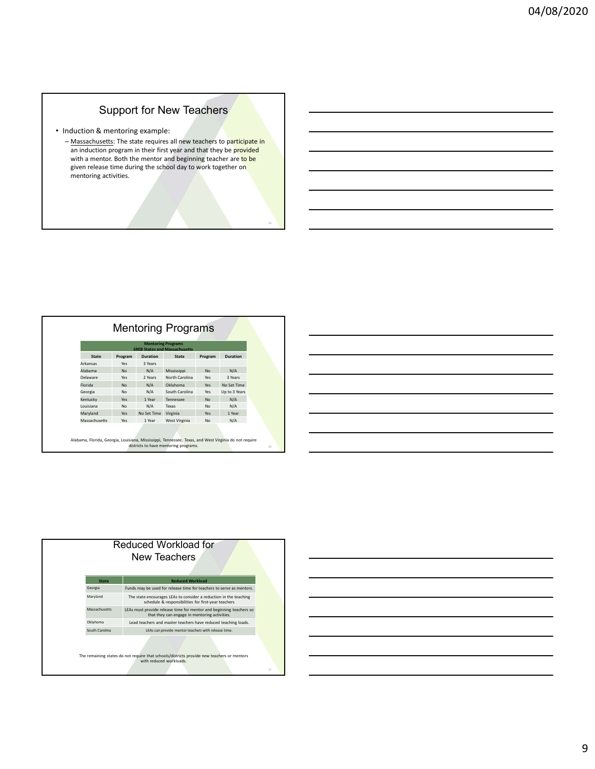## Support for New Teachers

- Induction & mentoring example:
  - Massachusetts: The state requires all new teachers to participate in an induction program in their first year and that they be provided with a mentor. Both the mentor and beginning teacher are to be given release time during the school day to work together on mentoring activities.

## Mentoring Programs

| Mentoring Programs SREB States and Massachusetts | | | | | |
|---|---|---|---|---|---|
| State | Program | Duration | State | Program | Duration |
| Arkansas | Yes | 3 Years | | | |
| Alabama | No | N/A | Mississippi | No | N/A |
| Delaware | Yes | 2 Years | North Carolina | Yes | 3 Years |
| Florida | No | N/A | Oklahoma | Yes | No Set Time |
| Georgia | No | N/A | South Carolina | Yes | Up to 3 Years |
| Kentucky | Yes | 1 Year | Tennessee | No | N/A |
| Louisiana | No | N/A | Texas | No | N/A |
| Maryland | Yes | No Set Time | Virginia | Yes | 1 Year |
| Massachusetts | Yes | 1 Year | West Virginia | No | N/A |

Alabama, Florida, Georgia, Louisiana, Mississippi, Tennessee, Texas, and West Virginia do not require districts to have mentoring programs.

## Reduced Workload for New Teachers

| State | Reduced Workload |
|---|---|
| Georgia | Funds may be used for release time for teachers to serve as mentors. |
| Maryland | The state encourages LEAs to consider a reduction in the teaching schedule & responsibilities for first-year teachers |
| Massachusetts | LEAs must provide release time for mentor and beginning teachers so that they can engage in mentoring activities. |
| Oklahoma | Lead teachers and master teachers have reduced teaching loads. |
| South Carolina | LEAs can provide mentor teachers with release time. |

The remaining states do not require that schools/districts provide new teachers or mentors with reduced workloads.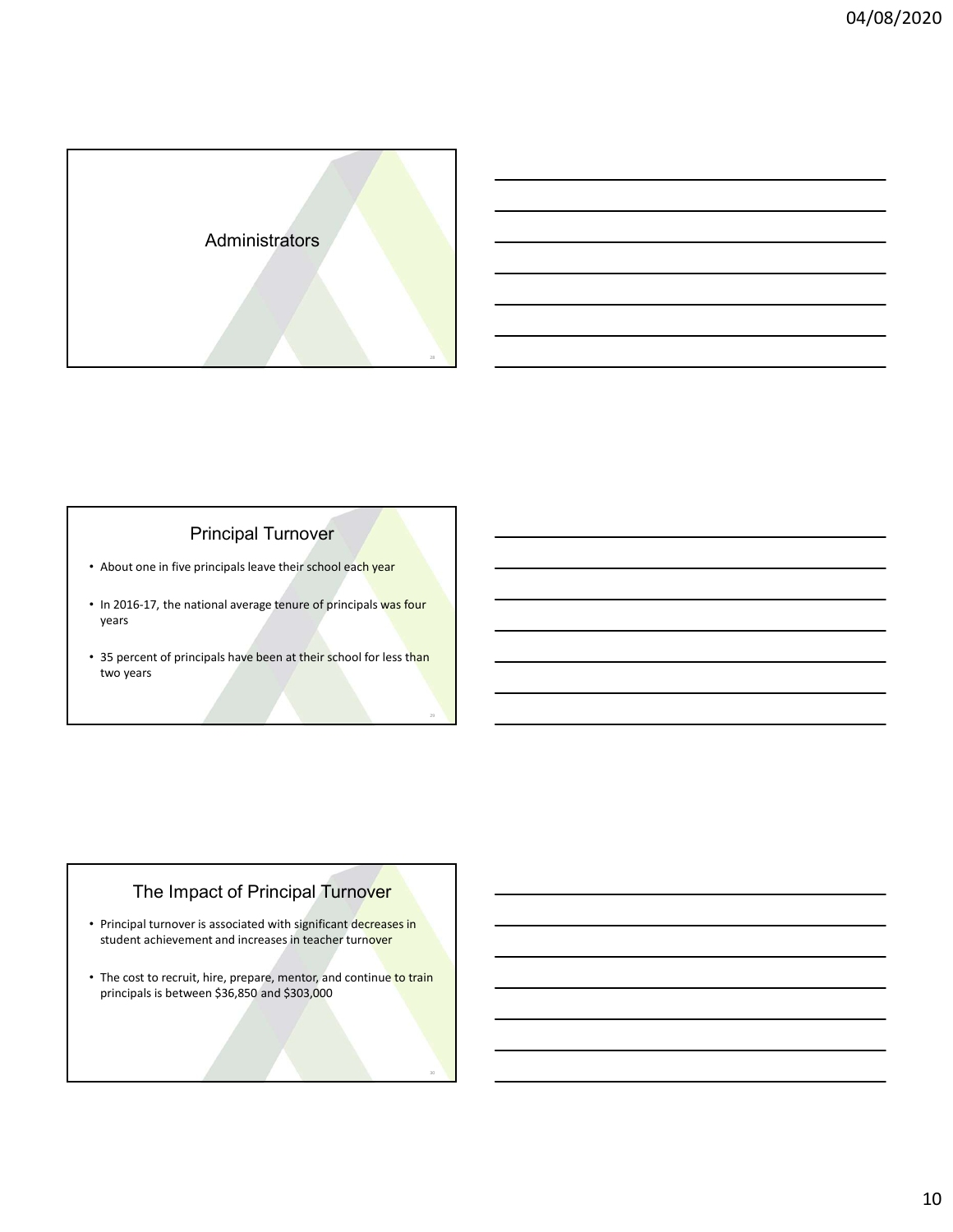## Administrators

## Principal Turnover

- About one in five principals leave their school each year
- In 2016-17, the national average tenure of principals was four years
- 35 percent of principals have been at their school for less than two years

## The Impact of Principal Turnover

- Principal turnover is associated with significant decreases in student achievement and increases in teacher turnover
- The cost to recruit, hire, prepare, mentor, and continue to train principals is between $36,850 and $303,000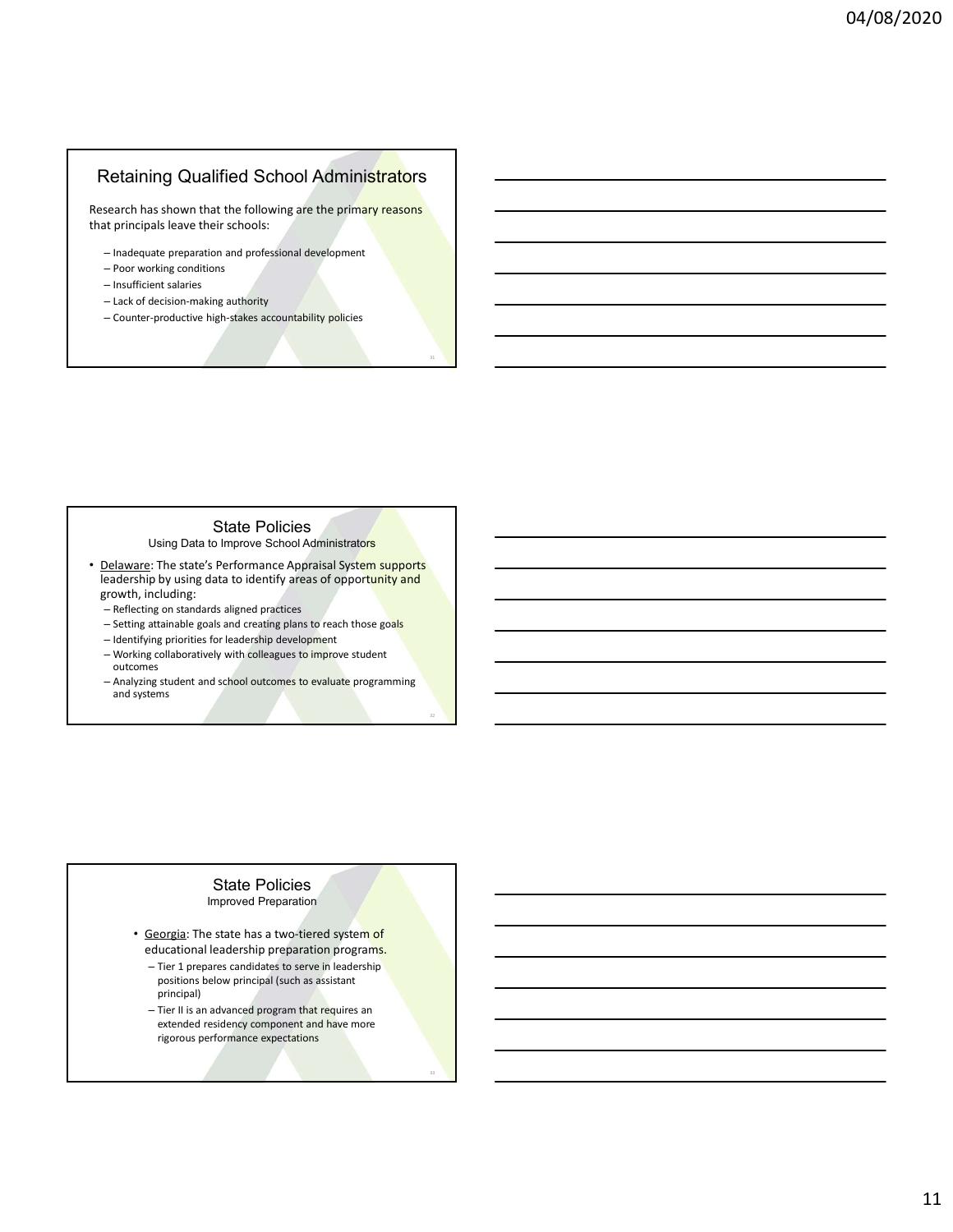## Retaining Qualified School Administrators

Research has shown that the following are the primary reasons that principals leave their schools:

- Inadequate preparation and professional development
- Poor working conditions
- Insufficient salaries
- Lack of decision-making authority
- Counter-productive high-stakes accountability policies

## State Policies

Using Data to Improve School Administrators

- Delaware: The state's Performance Appraisal System supports leadership by using data to identify areas of opportunity and growth, including:
  - Reflecting on standards aligned practices
  - Setting attainable goals and creating plans to reach those goals
  - Identifying priorities for leadership development
  - Working collaboratively with colleagues to improve student outcomes
  - Analyzing student and school outcomes to evaluate programming and systems

## State Policies

Improved Preparation

- Georgia: The state has a two-tiered system of educational leadership preparation programs.
  - Tier 1 prepares candidates to serve in leadership positions below principal (such as assistant principal)
  - Tier II is an advanced program that requires an extended residency component and have more rigorous performance expectations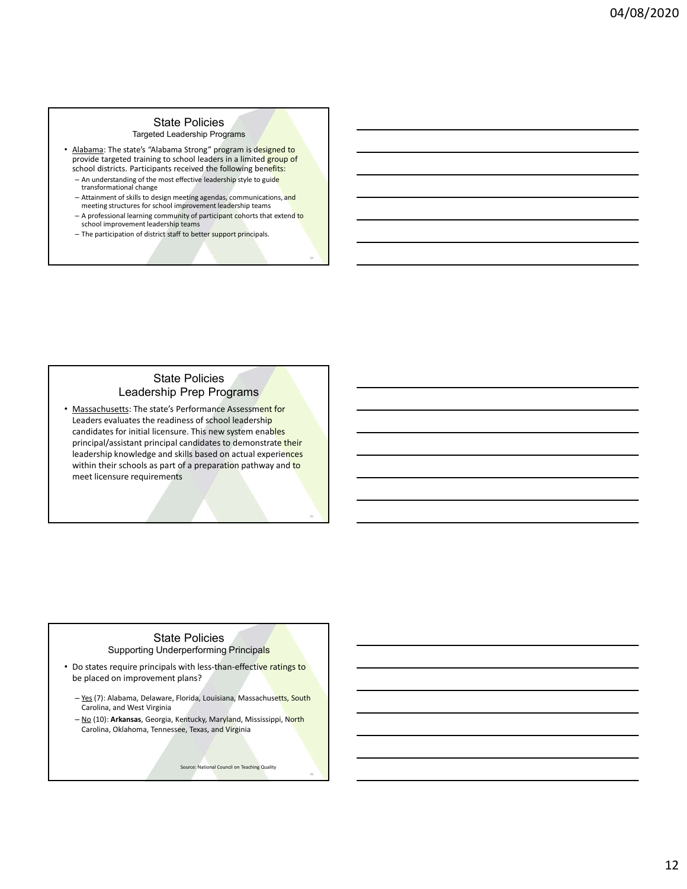## State Policies

### Targeted Leadership Programs

- Alabama: The state's "Alabama Strong" program is designed to provide targeted training to school leaders in a limited group of school districts. Participants received the following benefits:
  - An understanding of the most effective leadership style to guide transformational change
  - Attainment of skills to design meeting agendas, communications, and meeting structures for school improvement leadership teams
  - A professional learning community of participant cohorts that extend to school improvement leadership teams
  - The participation of district staff to better support principals.

## State Policies

### Leadership Prep Programs

- Massachusetts: The state's Performance Assessment for Leaders evaluates the readiness of school leadership candidates for initial licensure. This new system enables principal/assistant principal candidates to demonstrate their leadership knowledge and skills based on actual experiences within their schools as part of a preparation pathway and to meet licensure requirements

## State Policies

### Supporting Underperforming Principals

- Do states require principals with less-than-effective ratings to be placed on improvement plans?
  - Yes (7): Alabama, Delaware, Florida, Louisiana, Massachusetts, South Carolina, and West Virginia
  - No (10): **Arkansas**, Georgia, Kentucky, Maryland, Mississippi, North Carolina, Oklahoma, Tennessee, Texas, and Virginia

Source: National Council on Teaching Quality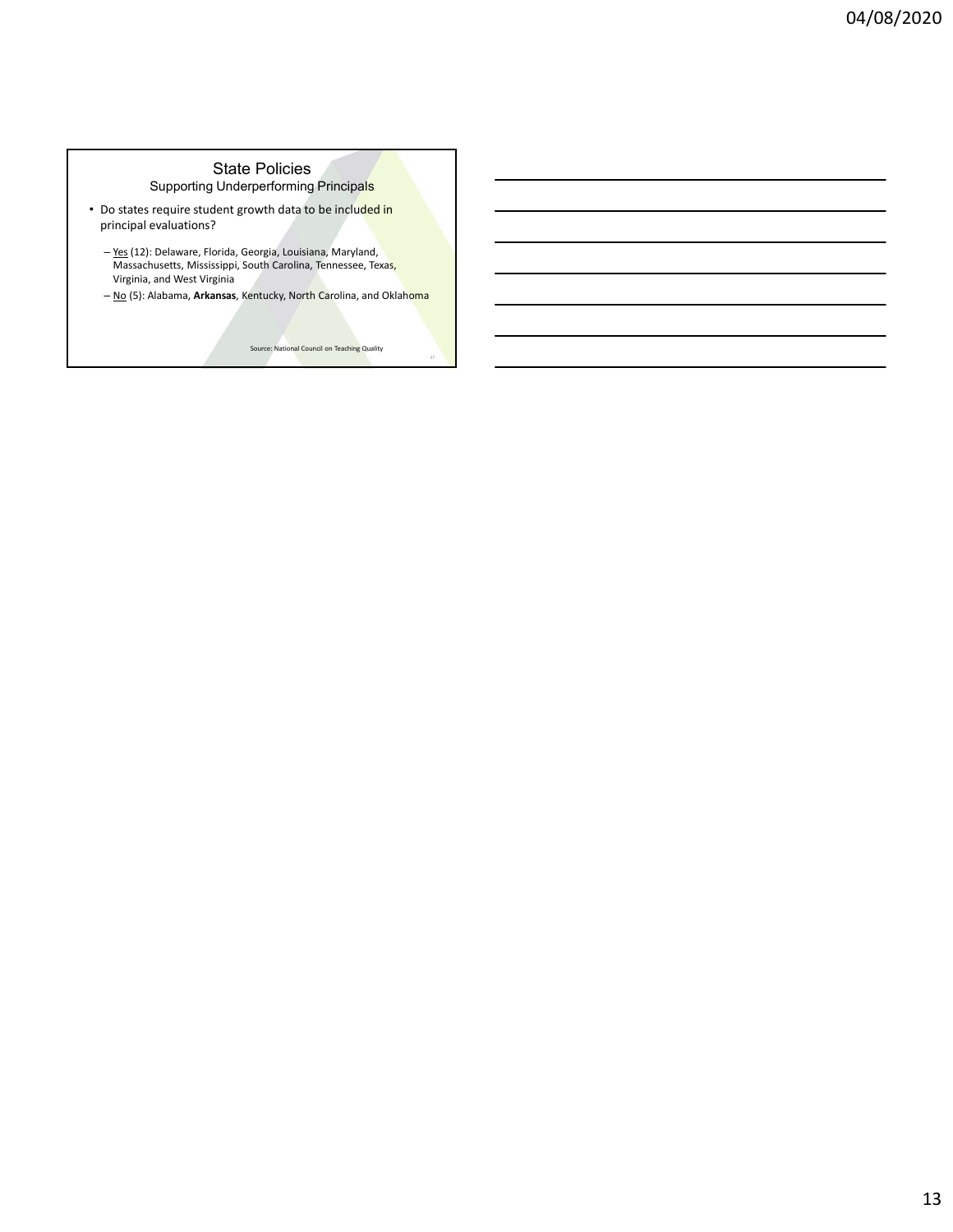## State Policies

### Supporting Underperforming Principals

- Do states require student growth data to be included in principal evaluations?
  - Yes (12): Delaware, Florida, Georgia, Louisiana, Maryland, Massachusetts, Mississippi, South Carolina, Tennessee, Texas, Virginia, and West Virginia
  - No (5): Alabama, **Arkansas**, Kentucky, North Carolina, and Oklahoma

Source: National Council on Teaching Quality